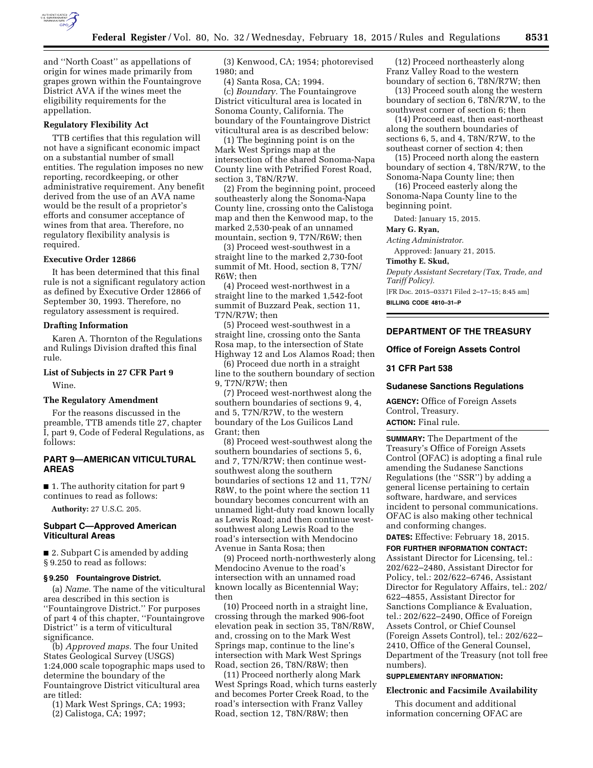and "North Coast" as appellations of origin for wines made primarily from grapes grown within the Fountaingrove District AVA if the wines meet the eligibility requirements for the appellation.

### Regulatory Flexibility Act

TTB certifies that this regulation will not have a significant economic impact on a substantial number of small entities. The regulation imposes no new reporting, recordkeeping, or other administrative requirement. Any benefit derived from the use of an AVA name would be the result of a proprietor's efforts and consumer acceptance of wines from that area. Therefore, no regulatory flexibility analysis is required.

### Executive Order 12866

It has been determined that this final rule is not a significant regulatory action as defined by Executive Order 12866 of September 30, 1993. Therefore, no regulatory assessment is required.

### Drafting Information

Karen A. Thornton of the Regulations and Rulings Division drafted this final rule.

### List of Subjects in 27 CFR Part 9

Wine.

### The Regulatory Amendment

For the reasons discussed in the preamble, TTB amends title 27, chapter I, part 9, Code of Federal Regulations, as follows:

## PART 9—AMERICAN VITICULTURAL AREAS

■ 1. The authority citation for part 9 continues to read as follows:

**Authority:** 27 U.S.C. 205.

### Subpart C—Approved American Viticultural Areas

■ 2. Subpart C is amended by adding § 9.250 to read as follows:

#### § 9.250 Fountaingrove District.

(a) *Name.* The name of the viticultural area described in this section is "Fountaingrove District." For purposes of part 4 of this chapter, "Fountaingrove District" is a term of viticultural significance.

(b) *Approved maps.* The four United States Geological Survey (USGS) 1:24,000 scale topographic maps used to determine the boundary of the Fountaingrove District viticultural area are titled:

(1) Mark West Springs, CA; 1993;

(2) Calistoga, CA; 1997;

(3) Kenwood, CA; 1954; photorevised 1980; and

(4) Santa Rosa, CA; 1994.

(c) *Boundary.* The Fountaingrove District viticultural area is located in Sonoma County, California. The boundary of the Fountaingrove District viticultural area is as described below:

(1) The beginning point is on the Mark West Springs map at the intersection of the shared Sonoma-Napa County line with Petrified Forest Road, section 3, T8N/R7W.

(2) From the beginning point, proceed southeasterly along the Sonoma-Napa County line, crossing onto the Calistoga map and then the Kenwood map, to the marked 2,530-peak of an unnamed mountain, section 9, T7N/R6W; then

(3) Proceed west-southwest in a straight line to the marked 2,730-foot summit of Mt. Hood, section 8, T7N/R6W; then

(4) Proceed west-northwest in a straight line to the marked 1,542-foot summit of Buzzard Peak, section 11, T7N/R7W; then

(5) Proceed west-southwest in a straight line, crossing onto the Santa Rosa map, to the intersection of State Highway 12 and Los Alamos Road; then

(6) Proceed due north in a straight line to the southern boundary of section 9, T7N/R7W; then

(7) Proceed west-northwest along the southern boundaries of sections 9, 4, and 5, T7N/R7W, to the western boundary of the Los Guilicos Land Grant; then

(8) Proceed west-southwest along the southern boundaries of sections 5, 6, and 7, T7N/R7W; then continue west-southwest along the southern boundaries of sections 12 and 11, T7N/R8W, to the point where the section 11 boundary becomes concurrent with an unnamed light-duty road known locally as Lewis Road; and then continue west-southwest along Lewis Road to the road's intersection with Mendocino Avenue in Santa Rosa; then

(9) Proceed north-northwesterly along Mendocino Avenue to the road's intersection with an unnamed road known locally as Bicentennial Way; then

(10) Proceed north in a straight line, crossing through the marked 906-foot elevation peak in section 35, T8N/R8W, and, crossing on to the Mark West Springs map, continue to the line's intersection with Mark West Springs Road, section 26, T8N/R8W; then

(11) Proceed northerly along Mark West Springs Road, which turns easterly and becomes Porter Creek Road, to the road's intersection with Franz Valley Road, section 12, T8N/R8W; then

(12) Proceed northeasterly along Franz Valley Road to the western boundary of section 6, T8N/R7W; then

(13) Proceed south along the western boundary of section 6, T8N/R7W, to the southwest corner of section 6; then

(14) Proceed east, then east-northeast along the southern boundaries of sections 6, 5, and 4, T8N/R7W, to the southeast corner of section 4; then

(15) Proceed north along the eastern boundary of section 4, T8N/R7W, to the Sonoma-Napa County line; then

(16) Proceed easterly along the Sonoma-Napa County line to the beginning point.

Dated: January 15, 2015.

**Mary G. Ryan,**

*Acting Administrator.*

Approved: January 21, 2015.

**Timothy E. Skud,**

*Deputy Assistant Secretary (Tax, Trade, and Tariff Policy).*

[FR Doc. 2015–03371 Filed 2–17–15; 8:45 am]

**BILLING CODE 4810–31–P**

---

## DEPARTMENT OF THE TREASURY

## Office of Foreign Assets Control

## 31 CFR Part 538

## Sudanese Sanctions Regulations

**AGENCY:** Office of Foreign Assets Control, Treasury.

**ACTION:** Final rule.

**SUMMARY:** The Department of the Treasury's Office of Foreign Assets Control (OFAC) is adopting a final rule amending the Sudanese Sanctions Regulations (the "SSR") by adding a general license pertaining to certain software, hardware, and services incident to personal communications. OFAC is also making other technical and conforming changes.

**DATES:** Effective: February 18, 2015.

**FOR FURTHER INFORMATION CONTACT:** Assistant Director for Licensing, tel.: 202/622–2480, Assistant Director for Policy, tel.: 202/622–6746, Assistant Director for Regulatory Affairs, tel.: 202/622–4855, Assistant Director for Sanctions Compliance & Evaluation, tel.: 202/622–2490, Office of Foreign Assets Control, or Chief Counsel (Foreign Assets Control), tel.: 202/622–2410, Office of the General Counsel, Department of the Treasury (not toll free numbers).

**SUPPLEMENTARY INFORMATION:**

### Electronic and Facsimile Availability

This document and additional information concerning OFAC are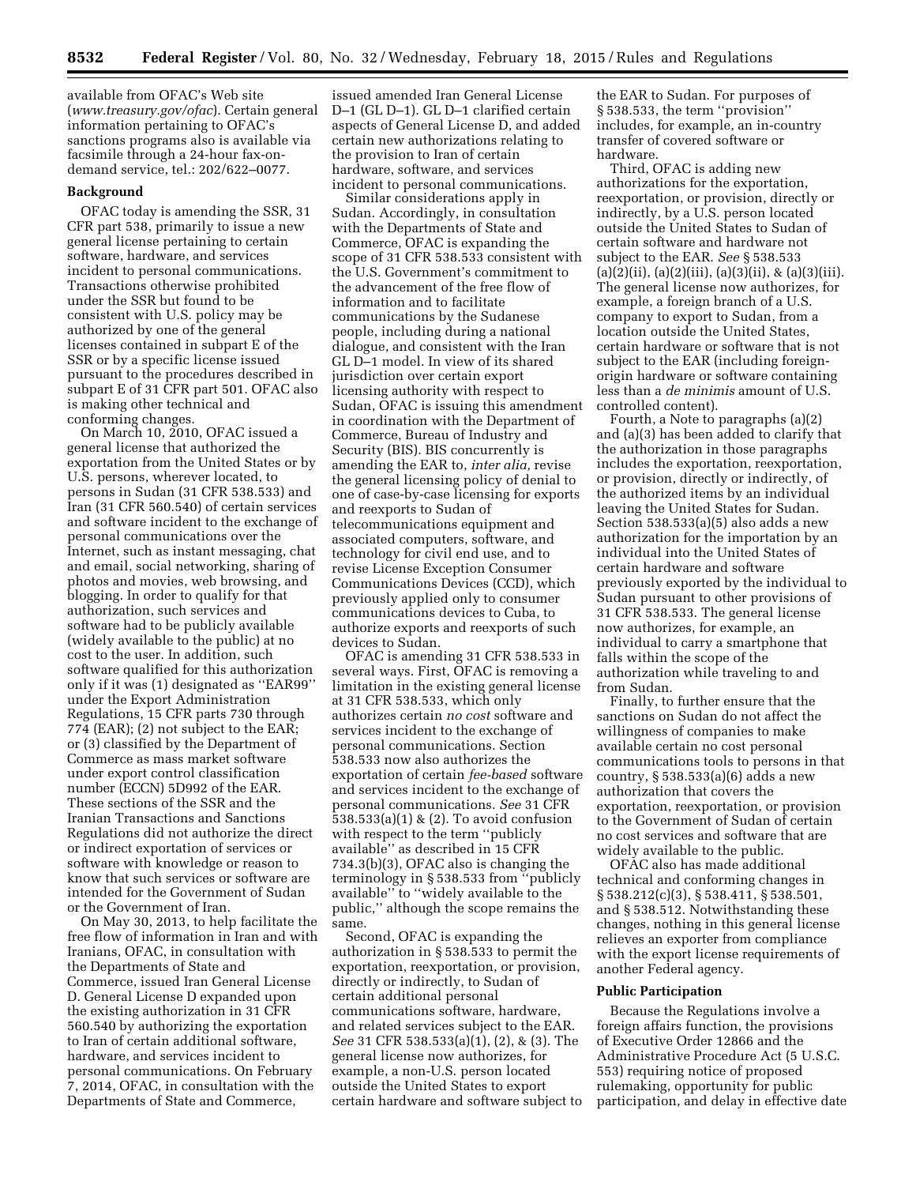available from OFAC's Web site (*www.treasury.gov/ofac*). Certain general information pertaining to OFAC's sanctions programs also is available via facsimile through a 24-hour fax-on-demand service, tel.: 202/622–0077.

**Background**

OFAC today is amending the SSR, 31 CFR part 538, primarily to issue a new general license pertaining to certain software, hardware, and services incident to personal communications. Transactions otherwise prohibited under the SSR but found to be consistent with U.S. policy may be authorized by one of the general licenses contained in subpart E of the SSR or by a specific license issued pursuant to the procedures described in subpart E of 31 CFR part 501. OFAC also is making other technical and conforming changes.

On March 10, 2010, OFAC issued a general license that authorized the exportation from the United States or by U.S. persons, wherever located, to persons in Sudan (31 CFR 538.533) and Iran (31 CFR 560.540) of certain services and software incident to the exchange of personal communications over the Internet, such as instant messaging, chat and email, social networking, sharing of photos and movies, web browsing, and blogging. In order to qualify for that authorization, such services and software had to be publicly available (widely available to the public) at no cost to the user. In addition, such software qualified for this authorization only if it was (1) designated as ''EAR99'' under the Export Administration Regulations, 15 CFR parts 730 through 774 (EAR); (2) not subject to the EAR; or (3) classified by the Department of Commerce as mass market software under export control classification number (ECCN) 5D992 of the EAR. These sections of the SSR and the Iranian Transactions and Sanctions Regulations did not authorize the direct or indirect exportation of services or software with knowledge or reason to know that such services or software are intended for the Government of Sudan or the Government of Iran.

On May 30, 2013, to help facilitate the free flow of information in Iran and with Iranians, OFAC, in consultation with the Departments of State and Commerce, issued Iran General License D. General License D expanded upon the existing authorization in 31 CFR 560.540 by authorizing the exportation to Iran of certain additional software, hardware, and services incident to personal communications. On February 7, 2014, OFAC, in consultation with the Departments of State and Commerce, issued amended Iran General License D–1 (GL D–1). GL D–1 clarified certain aspects of General License D, and added certain new authorizations relating to the provision to Iran of certain hardware, software, and services incident to personal communications.

Similar considerations apply in Sudan. Accordingly, in consultation with the Departments of State and Commerce, OFAC is expanding the scope of 31 CFR 538.533 consistent with the U.S. Government's commitment to the advancement of the free flow of information and to facilitate communications by the Sudanese people, including during a national dialogue, and consistent with the Iran GL D–1 model. In view of its shared jurisdiction over certain export licensing authority with respect to Sudan, OFAC is issuing this amendment in coordination with the Department of Commerce, Bureau of Industry and Security (BIS). BIS concurrently is amending the EAR to, *inter alia,* revise the general licensing policy of denial to one of case-by-case licensing for exports and reexports to Sudan of telecommunications equipment and associated computers, software, and technology for civil end use, and to revise License Exception Consumer Communications Devices (CCD), which previously applied only to consumer communications devices to Cuba, to authorize exports and reexports of such devices to Sudan.

OFAC is amending 31 CFR 538.533 in several ways. First, OFAC is removing a limitation in the existing general license at 31 CFR 538.533, which only authorizes certain *no cost* software and services incident to the exchange of personal communications. Section 538.533 now also authorizes the exportation of certain *fee-based* software and services incident to the exchange of personal communications. *See* 31 CFR 538.533(a)(1) & (2). To avoid confusion with respect to the term ''publicly available'' as described in 15 CFR 734.3(b)(3), OFAC also is changing the terminology in § 538.533 from ''publicly available'' to ''widely available to the public,'' although the scope remains the same.

Second, OFAC is expanding the authorization in § 538.533 to permit the exportation, reexportation, or provision, directly or indirectly, to Sudan of certain additional personal communications software, hardware, and related services subject to the EAR. *See* 31 CFR 538.533(a)(1), (2), & (3). The general license now authorizes, for example, a non-U.S. person located outside the United States to export certain hardware and software subject to the EAR to Sudan. For purposes of § 538.533, the term ''provision'' includes, for example, an in-country transfer of covered software or hardware.

Third, OFAC is adding new authorizations for the exportation, reexportation, or provision, directly or indirectly, by a U.S. person located outside the United States to Sudan of certain software and hardware not subject to the EAR. *See* § 538.533 (a)(2)(ii), (a)(2)(iii), (a)(3)(ii), & (a)(3)(iii). The general license now authorizes, for example, a foreign branch of a U.S. company to export to Sudan, from a location outside the United States, certain hardware or software that is not subject to the EAR (including foreign-origin hardware or software containing less than a *de minimis* amount of U.S. controlled content).

Fourth, a Note to paragraphs (a)(2) and (a)(3) has been added to clarify that the authorization in those paragraphs includes the exportation, reexportation, or provision, directly or indirectly, of the authorized items by an individual leaving the United States for Sudan. Section 538.533(a)(5) also adds a new authorization for the importation by an individual into the United States of certain hardware and software previously exported by the individual to Sudan pursuant to other provisions of 31 CFR 538.533. The general license now authorizes, for example, an individual to carry a smartphone that falls within the scope of the authorization while traveling to and from Sudan.

Finally, to further ensure that the sanctions on Sudan do not affect the willingness of companies to make available certain no cost personal communications tools to persons in that country, § 538.533(a)(6) adds a new authorization that covers the exportation, reexportation, or provision to the Government of Sudan of certain no cost services and software that are widely available to the public.

OFAC also has made additional technical and conforming changes in § 538.212(c)(3), § 538.411, § 538.501, and § 538.512. Notwithstanding these changes, nothing in this general license relieves an exporter from compliance with the export license requirements of another Federal agency.

**Public Participation**

Because the Regulations involve a foreign affairs function, the provisions of Executive Order 12866 and the Administrative Procedure Act (5 U.S.C. 553) requiring notice of proposed rulemaking, opportunity for public participation, and delay in effective date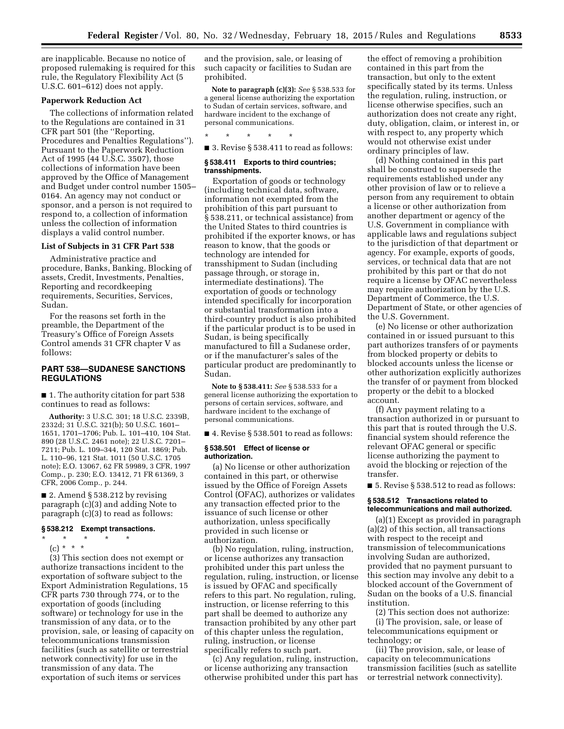are inapplicable. Because no notice of proposed rulemaking is required for this rule, the Regulatory Flexibility Act (5 U.S.C. 601–612) does not apply.

**Paperwork Reduction Act**

The collections of information related to the Regulations are contained in 31 CFR part 501 (the ''Reporting, Procedures and Penalties Regulations''). Pursuant to the Paperwork Reduction Act of 1995 (44 U.S.C. 3507), those collections of information have been approved by the Office of Management and Budget under control number 1505–0164. An agency may not conduct or sponsor, and a person is not required to respond to, a collection of information unless the collection of information displays a valid control number.

**List of Subjects in 31 CFR Part 538**

Administrative practice and procedure, Banks, Banking, Blocking of assets, Credit, Investments, Penalties, Reporting and recordkeeping requirements, Securities, Services, Sudan.

For the reasons set forth in the preamble, the Department of the Treasury's Office of Foreign Assets Control amends 31 CFR chapter V as follows:

## PART 538—SUDANESE SANCTIONS REGULATIONS

■ 1. The authority citation for part 538 continues to read as follows:

**Authority:** 3 U.S.C. 301; 18 U.S.C. 2339B, 2332d; 31 U.S.C. 321(b); 50 U.S.C. 1601–1651, 1701–1706; Pub. L. 101–410, 104 Stat. 890 (28 U.S.C. 2461 note); 22 U.S.C. 7201–7211; Pub. L. 109–344, 120 Stat. 1869; Pub. L. 110–96, 121 Stat. 1011 (50 U.S.C. 1705 note); E.O. 13067, 62 FR 59989, 3 CFR, 1997 Comp., p. 230; E.O. 13412, 71 FR 61369, 3 CFR, 2006 Comp., p. 244.

■ 2. Amend § 538.212 by revising paragraph (c)(3) and adding Note to paragraph (c)(3) to read as follows:

### § 538.212 Exempt transactions.

\* \* \* \* \*

(c) \* \* \*

(3) This section does not exempt or authorize transactions incident to the exportation of software subject to the Export Administration Regulations, 15 CFR parts 730 through 774, or to the exportation of goods (including software) or technology for use in the transmission of any data, or to the provision, sale, or leasing of capacity on telecommunications transmission facilities (such as satellite or terrestrial network connectivity) for use in the transmission of any data. The exportation of such items or services and the provision, sale, or leasing of such capacity or facilities to Sudan are prohibited.

**Note to paragraph (c)(3):** *See* § 538.533 for a general license authorizing the exportation to Sudan of certain services, software, and hardware incident to the exchange of personal communications.

\* \* \* \* \*

■ 3. Revise § 538.411 to read as follows:

### § 538.411 Exports to third countries; transshipments.

Exportation of goods or technology (including technical data, software, information not exempted from the prohibition of this part pursuant to § 538.211, or technical assistance) from the United States to third countries is prohibited if the exporter knows, or has reason to know, that the goods or technology are intended for transshipment to Sudan (including passage through, or storage in, intermediate destinations). The exportation of goods or technology intended specifically for incorporation or substantial transformation into a third-country product is also prohibited if the particular product is to be used in Sudan, is being specifically manufactured to fill a Sudanese order, or if the manufacturer's sales of the particular product are predominantly to Sudan.

**Note to § 538.411:** *See* § 538.533 for a general license authorizing the exportation to persons of certain services, software, and hardware incident to the exchange of personal communications.

■ 4. Revise § 538.501 to read as follows:

### § 538.501 Effect of license or authorization.

(a) No license or other authorization contained in this part, or otherwise issued by the Office of Foreign Assets Control (OFAC), authorizes or validates any transaction effected prior to the issuance of such license or other authorization, unless specifically provided in such license or authorization.

(b) No regulation, ruling, instruction, or license authorizes any transaction prohibited under this part unless the regulation, ruling, instruction, or license is issued by OFAC and specifically refers to this part. No regulation, ruling, instruction, or license referring to this part shall be deemed to authorize any transaction prohibited by any other part of this chapter unless the regulation, ruling, instruction, or license specifically refers to such part.

(c) Any regulation, ruling, instruction, or license authorizing any transaction otherwise prohibited under this part has the effect of removing a prohibition contained in this part from the transaction, but only to the extent specifically stated by its terms. Unless the regulation, ruling, instruction, or license otherwise specifies, such an authorization does not create any right, duty, obligation, claim, or interest in, or with respect to, any property which would not otherwise exist under ordinary principles of law.

(d) Nothing contained in this part shall be construed to supersede the requirements established under any other provision of law or to relieve a person from any requirement to obtain a license or other authorization from another department or agency of the U.S. Government in compliance with applicable laws and regulations subject to the jurisdiction of that department or agency. For example, exports of goods, services, or technical data that are not prohibited by this part or that do not require a license by OFAC nevertheless may require authorization by the U.S. Department of Commerce, the U.S. Department of State, or other agencies of the U.S. Government.

(e) No license or other authorization contained in or issued pursuant to this part authorizes transfers of or payments from blocked property or debits to blocked accounts unless the license or other authorization explicitly authorizes the transfer of or payment from blocked property or the debit to a blocked account.

(f) Any payment relating to a transaction authorized in or pursuant to this part that is routed through the U.S. financial system should reference the relevant OFAC general or specific license authorizing the payment to avoid the blocking or rejection of the transfer.

■ 5. Revise § 538.512 to read as follows:

### § 538.512 Transactions related to telecommunications and mail authorized.

(a)(1) Except as provided in paragraph (a)(2) of this section, all transactions with respect to the receipt and transmission of telecommunications involving Sudan are authorized, provided that no payment pursuant to this section may involve any debit to a blocked account of the Government of Sudan on the books of a U.S. financial institution.

(2) This section does not authorize:

(i) The provision, sale, or lease of telecommunications equipment or technology; or

(ii) The provision, sale, or lease of capacity on telecommunications transmission facilities (such as satellite or terrestrial network connectivity).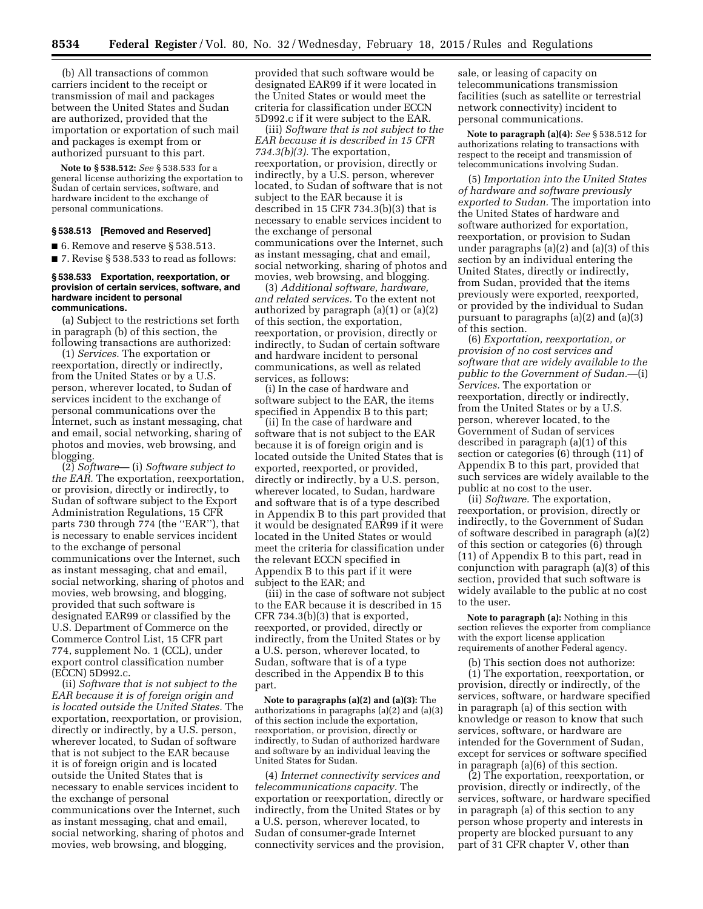(b) All transactions of common carriers incident to the receipt or transmission of mail and packages between the United States and Sudan are authorized, provided that the importation or exportation of such mail and packages is exempt from or authorized pursuant to this part.

**Note to § 538.512:** *See* § 538.533 for a general license authorizing the exportation to Sudan of certain services, software, and hardware incident to the exchange of personal communications.

#### § 538.513 [Removed and Reserved]

■ 6. Remove and reserve § 538.513.

■ 7. Revise § 538.533 to read as follows:

#### § 538.533 Exportation, reexportation, or provision of certain services, software, and hardware incident to personal communications.

(a) Subject to the restrictions set forth in paragraph (b) of this section, the following transactions are authorized:

(1) *Services.* The exportation or reexportation, directly or indirectly, from the United States or by a U.S. person, wherever located, to Sudan of services incident to the exchange of personal communications over the Internet, such as instant messaging, chat and email, social networking, sharing of photos and movies, web browsing, and blogging.

(2) *Software*— (i) *Software subject to the EAR.* The exportation, reexportation, or provision, directly or indirectly, to Sudan of software subject to the Export Administration Regulations, 15 CFR parts 730 through 774 (the "EAR"), that is necessary to enable services incident to the exchange of personal communications over the Internet, such as instant messaging, chat and email, social networking, sharing of photos and movies, web browsing, and blogging, provided that such software is designated EAR99 or classified by the U.S. Department of Commerce on the Commerce Control List, 15 CFR part 774, supplement No. 1 (CCL), under export control classification number (ECCN) 5D992.c.

(ii) *Software that is not subject to the EAR because it is of foreign origin and is located outside the United States.* The exportation, reexportation, or provision, directly or indirectly, by a U.S. person, wherever located, to Sudan of software that is not subject to the EAR because it is of foreign origin and is located outside the United States that is necessary to enable services incident to the exchange of personal communications over the Internet, such as instant messaging, chat and email, social networking, sharing of photos and movies, web browsing, and blogging, provided that such software would be designated EAR99 if it were located in the United States or would meet the criteria for classification under ECCN 5D992.c if it were subject to the EAR.

(iii) *Software that is not subject to the EAR because it is described in 15 CFR 734.3(b)(3).* The exportation, reexportation, or provision, directly or indirectly, by a U.S. person, wherever located, to Sudan of software that is not subject to the EAR because it is described in 15 CFR 734.3(b)(3) that is necessary to enable services incident to the exchange of personal communications over the Internet, such as instant messaging, chat and email, social networking, sharing of photos and movies, web browsing, and blogging.

(3) *Additional software, hardware, and related services.* To the extent not authorized by paragraph (a)(1) or (a)(2) of this section, the exportation, reexportation, or provision, directly or indirectly, to Sudan of certain software and hardware incident to personal communications, as well as related services, as follows:

(i) In the case of hardware and software subject to the EAR, the items specified in Appendix B to this part;

(ii) In the case of hardware and software that is not subject to the EAR because it is of foreign origin and is located outside the United States that is exported, reexported, or provided, directly or indirectly, by a U.S. person, wherever located, to Sudan, hardware and software that is of a type described in Appendix B to this part provided that it would be designated EAR99 if it were located in the United States or would meet the criteria for classification under the relevant ECCN specified in Appendix B to this part if it were subject to the EAR; and

(iii) in the case of software not subject to the EAR because it is described in 15 CFR 734.3(b)(3) that is exported, reexported, or provided, directly or indirectly, from the United States or by a U.S. person, wherever located, to Sudan, software that is of a type described in the Appendix B to this part.

**Note to paragraphs (a)(2) and (a)(3):** The authorizations in paragraphs (a)(2) and (a)(3) of this section include the exportation, reexportation, or provision, directly or indirectly, to Sudan of authorized hardware and software by an individual leaving the United States for Sudan.

(4) *Internet connectivity services and telecommunications capacity.* The exportation or reexportation, directly or indirectly, from the United States or by a U.S. person, wherever located, to Sudan of consumer-grade Internet connectivity services and the provision, sale, or leasing of capacity on telecommunications transmission facilities (such as satellite or terrestrial network connectivity) incident to personal communications.

**Note to paragraph (a)(4):** *See* § 538.512 for authorizations relating to transactions with respect to the receipt and transmission of telecommunications involving Sudan.

(5) *Importation into the United States of hardware and software previously exported to Sudan.* The importation into the United States of hardware and software authorized for exportation, reexportation, or provision to Sudan under paragraphs (a)(2) and (a)(3) of this section by an individual entering the United States, directly or indirectly, from Sudan, provided that the items previously were exported, reexported, or provided by the individual to Sudan pursuant to paragraphs (a)(2) and (a)(3) of this section.

(6) *Exportation, reexportation, or provision of no cost services and software that are widely available to the public to the Government of Sudan.*—(i) *Services.* The exportation or reexportation, directly or indirectly, from the United States or by a U.S. person, wherever located, to the Government of Sudan of services described in paragraph (a)(1) of this section or categories (6) through (11) of Appendix B to this part, provided that such services are widely available to the public at no cost to the user.

(ii) *Software.* The exportation, reexportation, or provision, directly or indirectly, to the Government of Sudan of software described in paragraph (a)(2) of this section or categories (6) through (11) of Appendix B to this part, read in conjunction with paragraph (a)(3) of this section, provided that such software is widely available to the public at no cost to the user.

**Note to paragraph (a):** Nothing in this section relieves the exporter from compliance with the export license application requirements of another Federal agency.

(b) This section does not authorize:

(1) The exportation, reexportation, or provision, directly or indirectly, of the services, software, or hardware specified in paragraph (a) of this section with knowledge or reason to know that such services, software, or hardware are intended for the Government of Sudan, except for services or software specified in paragraph (a)(6) of this section.

(2) The exportation, reexportation, or provision, directly or indirectly, of the services, software, or hardware specified in paragraph (a) of this section to any person whose property and interests in property are blocked pursuant to any part of 31 CFR chapter V, other than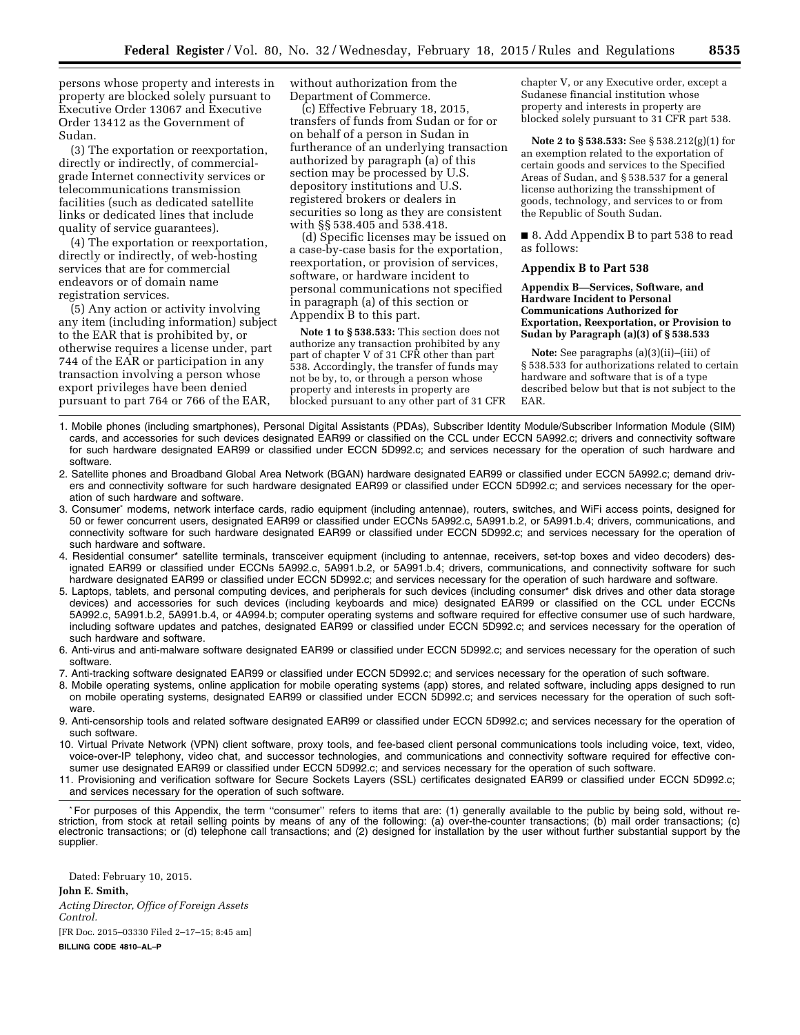persons whose property and interests in property are blocked solely pursuant to Executive Order 13067 and Executive Order 13412 as the Government of Sudan.

(3) The exportation or reexportation, directly or indirectly, of commercial-grade Internet connectivity services or telecommunications transmission facilities (such as dedicated satellite links or dedicated lines that include quality of service guarantees).

(4) The exportation or reexportation, directly or indirectly, of web-hosting services that are for commercial endeavors or of domain name registration services.

(5) Any action or activity involving any item (including information) subject to the EAR that is prohibited by, or otherwise requires a license under, part 744 of the EAR or participation in any transaction involving a person whose export privileges have been denied pursuant to part 764 or 766 of the EAR, without authorization from the Department of Commerce.

(c) Effective February 18, 2015, transfers of funds from Sudan or for or on behalf of a person in Sudan in furtherance of an underlying transaction authorized by paragraph (a) of this section may be processed by U.S. depository institutions and U.S. registered brokers or dealers in securities so long as they are consistent with §§ 538.405 and 538.418.

(d) Specific licenses may be issued on a case-by-case basis for the exportation, reexportation, or provision of services, software, or hardware incident to personal communications not specified in paragraph (a) of this section or Appendix B to this part.

**Note 1 to § 538.533:** This section does not authorize any transaction prohibited by any part of chapter V of 31 CFR other than part 538. Accordingly, the transfer of funds may not be by, to, or through a person whose property and interests in property are blocked pursuant to any other part of 31 CFR chapter V, or any Executive order, except a Sudanese financial institution whose property and interests in property are blocked solely pursuant to 31 CFR part 538.

**Note 2 to § 538.533:** See § 538.212(g)(1) for an exemption related to the exportation of certain goods and services to the Specified Areas of Sudan, and § 538.537 for a general license authorizing the transshipment of goods, technology, and services to or from the Republic of South Sudan.

■ 8. Add Appendix B to part 538 to read as follows:

## Appendix B to Part 538

### Appendix B—Services, Software, and Hardware Incident to Personal Communications Authorized for Exportation, Reexportation, or Provision to Sudan by Paragraph (a)(3) of § 538.533

**Note:** See paragraphs (a)(3)(ii)–(iii) of § 538.533 for authorizations related to certain hardware and software that is of a type described below but that is not subject to the EAR.

1. Mobile phones (including smartphones), Personal Digital Assistants (PDAs), Subscriber Identity Module/Subscriber Information Module (SIM) cards, and accessories for such devices designated EAR99 or classified on the CCL under ECCN 5A992.c; drivers and connectivity software for such hardware designated EAR99 or classified under ECCN 5D992.c; and services necessary for the operation of such hardware and software.
2. Satellite phones and Broadband Global Area Network (BGAN) hardware designated EAR99 or classified under ECCN 5A992.c; demand drivers and connectivity software for such hardware designated EAR99 or classified under ECCN 5D992.c; and services necessary for the operation of such hardware and software.
3. Consumer* modems, network interface cards, radio equipment (including antennae), routers, switches, and WiFi access points, designed for 50 or fewer concurrent users, designated EAR99 or classified under ECCNs 5A992.c, 5A991.b.2, or 5A991.b.4; drivers, communications, and connectivity software for such hardware designated EAR99 or classified under ECCN 5D992.c; and services necessary for the operation of such hardware and software.
4. Residential consumer* satellite terminals, transceiver equipment (including to antennae, receivers, set-top boxes and video decoders) designated EAR99 or classified under ECCNs 5A992.c, 5A991.b.2, or 5A991.b.4; drivers, communications, and connectivity software for such hardware designated EAR99 or classified under ECCN 5D992.c; and services necessary for the operation of such hardware and software.
5. Laptops, tablets, and personal computing devices, and peripherals for such devices (including consumer* disk drives and other data storage devices) and accessories for such devices (including keyboards and mice) designated EAR99 or classified on the CCL under ECCNs 5A992.c, 5A991.b.2, 5A991.b.4, or 4A994.b; computer operating systems and software required for effective consumer use of such hardware, including software updates and patches, designated EAR99 or classified under ECCN 5D992.c; and services necessary for the operation of such hardware and software.
6. Anti-virus and anti-malware software designated EAR99 or classified under ECCN 5D992.c; and services necessary for the operation of such software.
7. Anti-tracking software designated EAR99 or classified under ECCN 5D992.c; and services necessary for the operation of such software.
8. Mobile operating systems, online application for mobile operating systems (app) stores, and related software, including apps designed to run on mobile operating systems, designated EAR99 or classified under ECCN 5D992.c; and services necessary for the operation of such software.
9. Anti-censorship tools and related software designated EAR99 or classified under ECCN 5D992.c; and services necessary for the operation of such software.
10. Virtual Private Network (VPN) client software, proxy tools, and fee-based client personal communications tools including voice, text, video, voice-over-IP telephony, video chat, and successor technologies, and communications and connectivity software required for effective consumer use designated EAR99 or classified under ECCN 5D992.c; and services necessary for the operation of such software.
11. Provisioning and verification software for Secure Sockets Layers (SSL) certificates designated EAR99 or classified under ECCN 5D992.c; and services necessary for the operation of such software.

*For purposes of this Appendix, the term "consumer" refers to items that are: (1) generally available to the public by being sold, without restriction, from stock at retail selling points by means of any of the following: (a) over-the-counter transactions; (b) mail order transactions; (c) electronic transactions; or (d) telephone call transactions; and (2) designed for installation by the user without further substantial support by the supplier.

Dated: February 10, 2015.

**John E. Smith,**

*Acting Director, Office of Foreign Assets Control.*

[FR Doc. 2015–03330 Filed 2–17–15; 8:45 am]

**BILLING CODE 4810–AL–P**